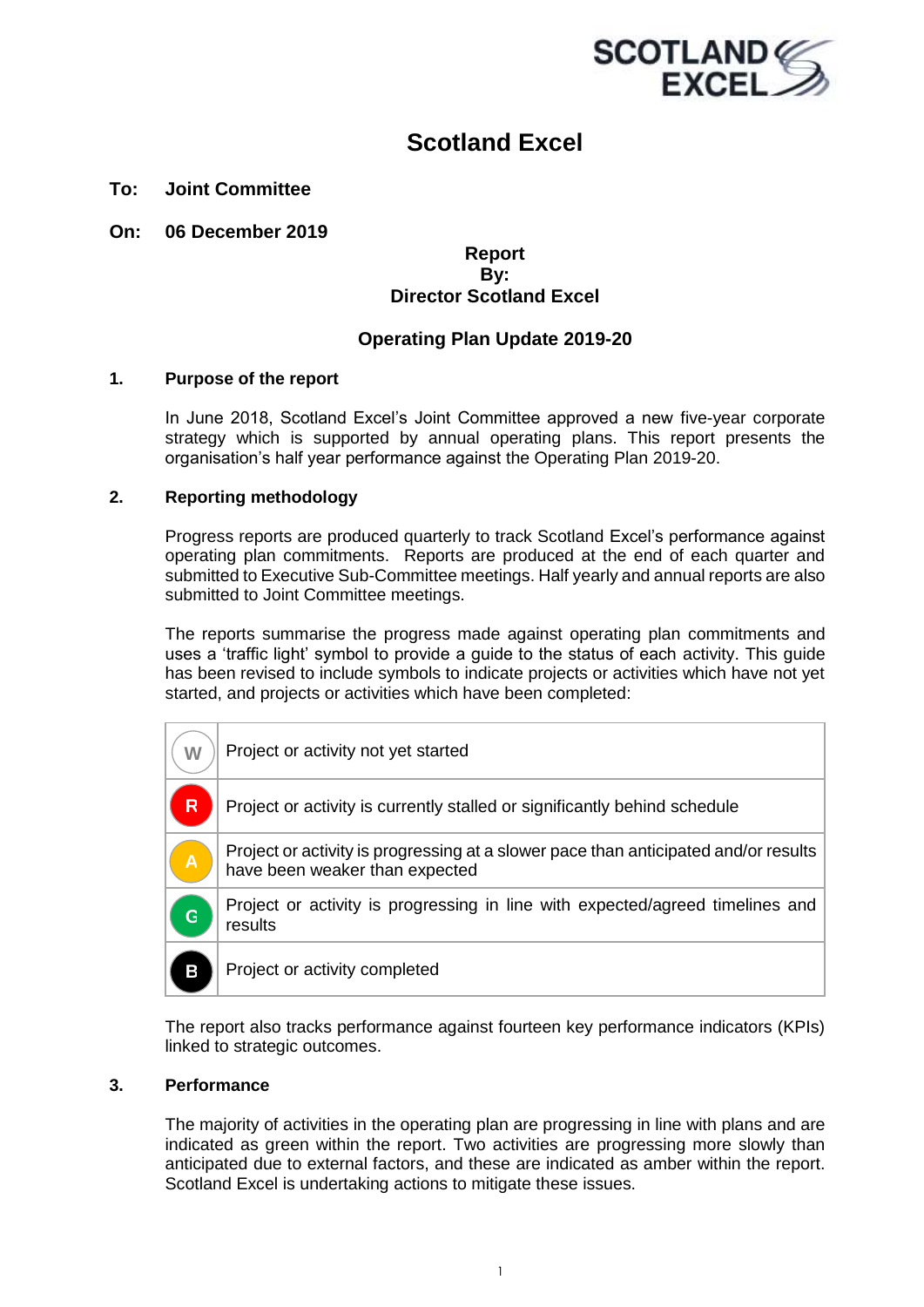# Scotland Excel

**To: Joint Committee**

**On: 06 December 2019**

**Report By: Director Scotland Excel**

## Operating Plan Update 2019-20

### 1. Purpose of the report

In June 2018, Scotland Excel's Joint Committee approved a new five-year corporate strategy which is supported by annual operating plans. This report presents the organisation's half year performance against the Operating Plan 2019-20.

### 2. Reporting methodology

Progress reports are produced quarterly to track Scotland Excel's performance against operating plan commitments. Reports are produced at the end of each quarter and submitted to Executive Sub-Committee meetings. Half yearly and annual reports are also submitted to Joint Committee meetings.

The reports summarise the progress made against operating plan commitments and uses a 'traffic light' symbol to provide a guide to the status of each activity. This guide has been revised to include symbols to indicate projects or activities which have not yet started, and projects or activities which have been completed:

| Symbol | Status |
|---|---|
| W | Project or activity not yet started |
| R | Project or activity is currently stalled or significantly behind schedule |
| A | Project or activity is progressing at a slower pace than anticipated and/or results have been weaker than expected |
| G | Project or activity is progressing in line with expected/agreed timelines and results |
| B | Project or activity completed |

The report also tracks performance against fourteen key performance indicators (KPIs) linked to strategic outcomes.

### 3. Performance

The majority of activities in the operating plan are progressing in line with plans and are indicated as green within the report. Two activities are progressing more slowly than anticipated due to external factors, and these are indicated as amber within the report. Scotland Excel is undertaking actions to mitigate these issues.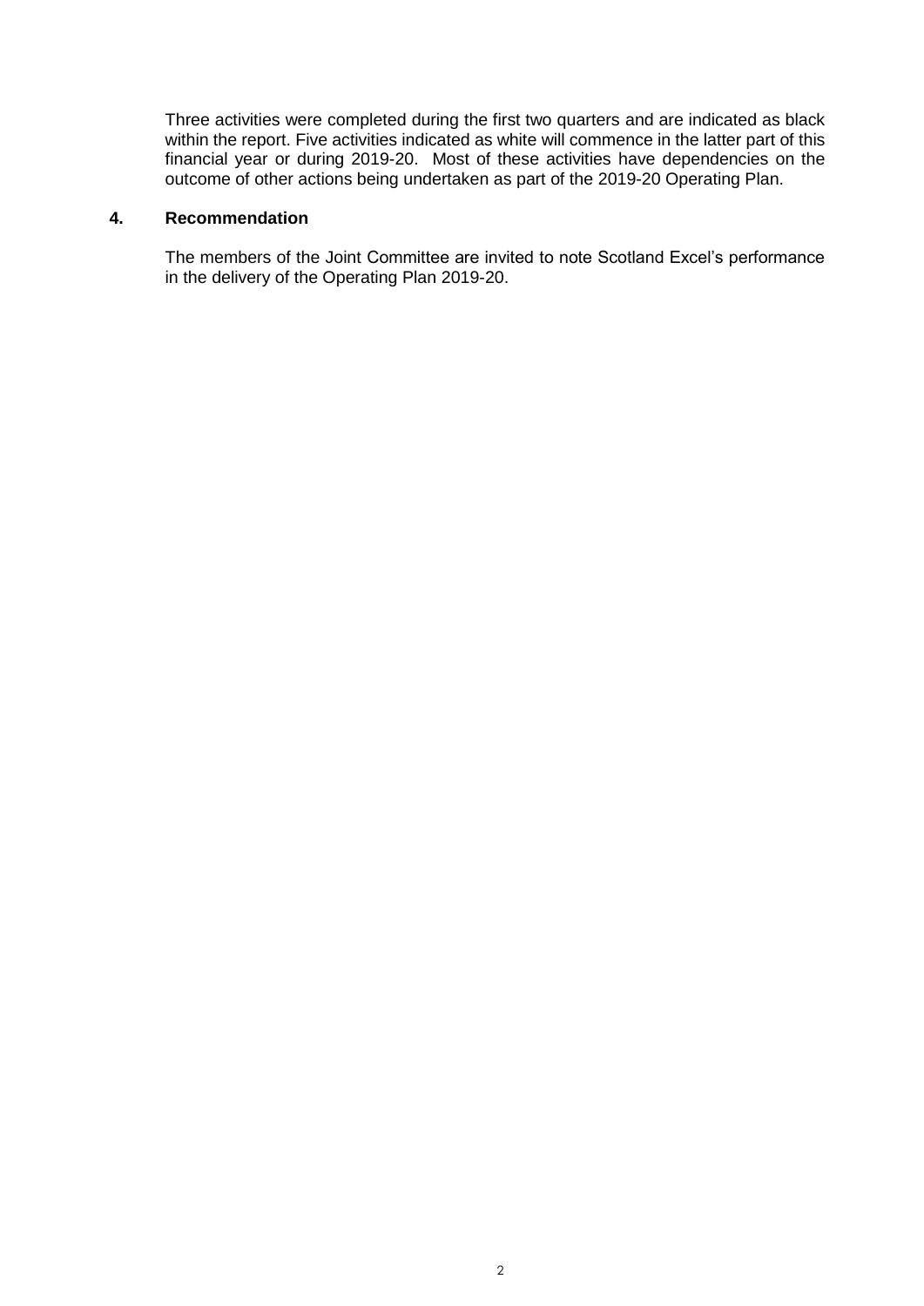Three activities were completed during the first two quarters and are indicated as black within the report. Five activities indicated as white will commence in the latter part of this financial year or during 2019-20. Most of these activities have dependencies on the outcome of other actions being undertaken as part of the 2019-20 Operating Plan.

## 4. Recommendation

The members of the Joint Committee are invited to note Scotland Excel's performance in the delivery of the Operating Plan 2019-20.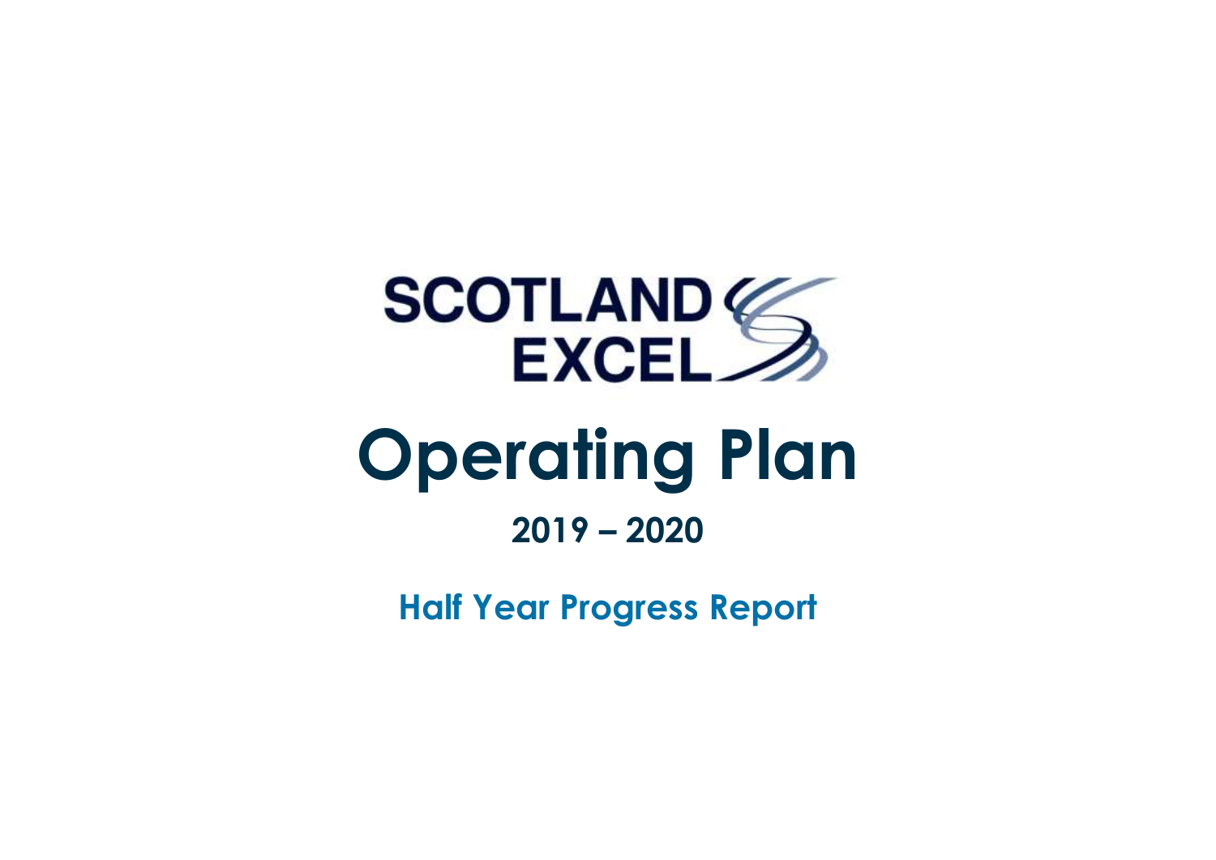SCOTLAND EXCEL

# Operating Plan

## 2019 – 2020

### Half Year Progress Report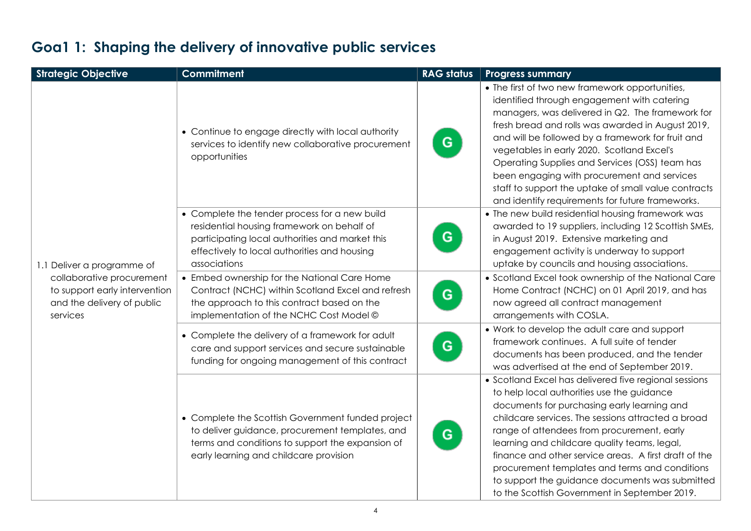## Goa1 1: Shaping the delivery of innovative public services

| Strategic Objective | Commitment | RAG status | Progress summary |
|---|---|---|---|
| 1.1 Deliver a programme of collaborative procurement to support early intervention and the delivery of public services | • Continue to engage directly with local authority services to identify new collaborative procurement opportunities | G | • The first of two new framework opportunities, identified through engagement with catering managers, was delivered in Q2. The framework for fresh bread and rolls was awarded in August 2019, and will be followed by a framework for fruit and vegetables in early 2020. Scotland Excel's Operating Supplies and Services (OSS) team has been engaging with procurement and services staff to support the uptake of small value contracts and identify requirements for future frameworks. |
| | • Complete the tender process for a new build residential housing framework on behalf of participating local authorities and market this effectively to local authorities and housing associations | G | • The new build residential housing framework was awarded to 19 suppliers, including 12 Scottish SMEs, in August 2019. Extensive marketing and engagement activity is underway to support uptake by councils and housing associations. |
| | • Embed ownership for the National Care Home Contract (NCHC) within Scotland Excel and refresh the approach to this contract based on the implementation of the NCHC Cost Model © | G | • Scotland Excel took ownership of the National Care Home Contract (NCHC) on 01 April 2019, and has now agreed all contract management arrangements with COSLA. |
| | • Complete the delivery of a framework for adult care and support services and secure sustainable funding for ongoing management of this contract | G | • Work to develop the adult care and support framework continues. A full suite of tender documents has been produced, and the tender was advertised at the end of September 2019. |
| | • Complete the Scottish Government funded project to deliver guidance, procurement templates, and terms and conditions to support the expansion of early learning and childcare provision | G | • Scotland Excel has delivered five regional sessions to help local authorities use the guidance documents for purchasing early learning and childcare services. The sessions attracted a broad range of attendees from procurement, early learning and childcare quality teams, legal, finance and other service areas. A first draft of the procurement templates and terms and conditions to support the guidance documents was submitted to the Scottish Government in September 2019. |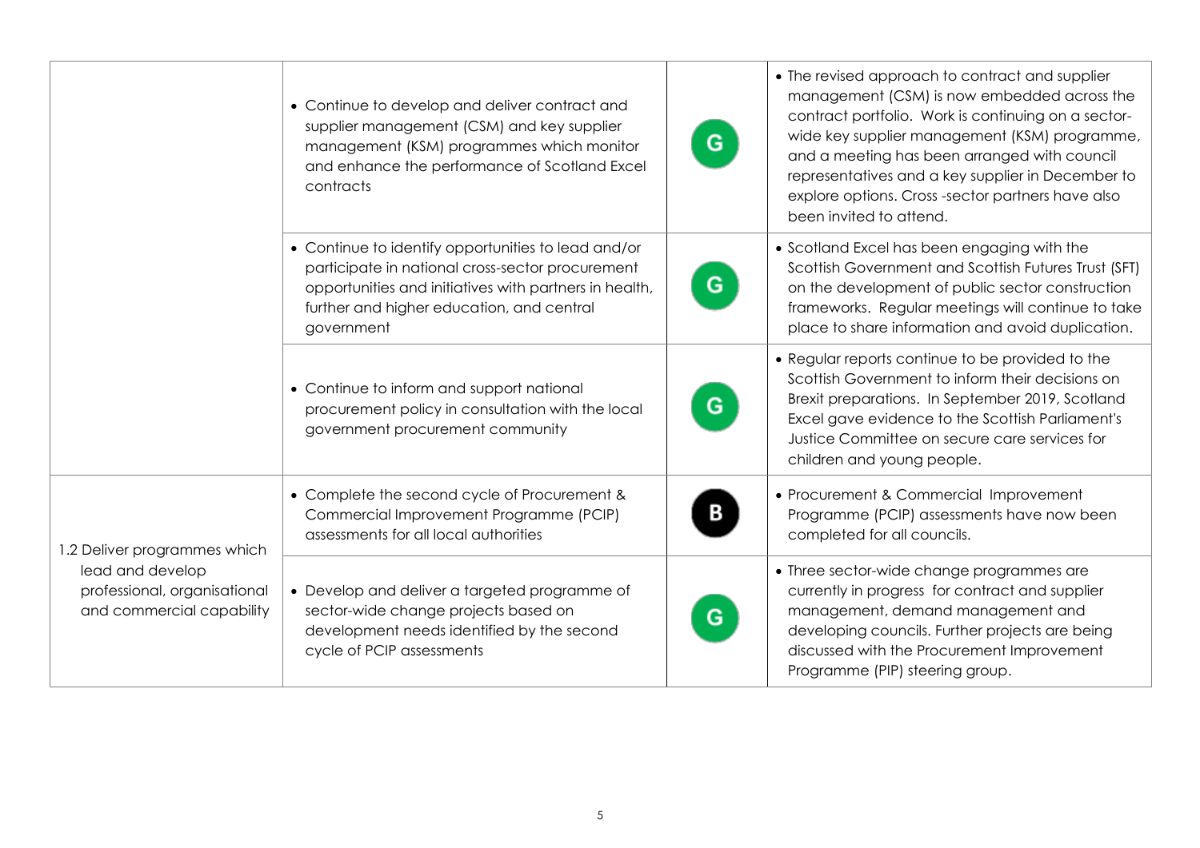| | | | |
|---|---|---|---|
| | • Continue to develop and deliver contract and supplier management (CSM) and key supplier management (KSM) programmes which monitor and enhance the performance of Scotland Excel contracts | G | • The revised approach to contract and supplier management (CSM) is now embedded across the contract portfolio. Work is continuing on a sector-wide key supplier management (KSM) programme, and a meeting has been arranged with council representatives and a key supplier in December to explore options. Cross -sector partners have also been invited to attend. |
| | • Continue to identify opportunities to lead and/or participate in national cross-sector procurement opportunities and initiatives with partners in health, further and higher education, and central government | G | • Scotland Excel has been engaging with the Scottish Government and Scottish Futures Trust (SFT) on the development of public sector construction frameworks. Regular meetings will continue to take place to share information and avoid duplication. |
| | • Continue to inform and support national procurement policy in consultation with the local government procurement community | G | • Regular reports continue to be provided to the Scottish Government to inform their decisions on Brexit preparations. In September 2019, Scotland Excel gave evidence to the Scottish Parliament's Justice Committee on secure care services for children and young people. |
| 1.2 Deliver programmes which lead and develop professional, organisational and commercial capability | • Complete the second cycle of Procurement & Commercial Improvement Programme (PCIP) assessments for all local authorities | B | • Procurement & Commercial Improvement Programme (PCIP) assessments have now been completed for all councils. |
| | • Develop and deliver a targeted programme of sector-wide change projects based on development needs identified by the second cycle of PCIP assessments | G | • Three sector-wide change programmes are currently in progress for contract and supplier management, demand management and developing councils. Further projects are being discussed with the Procurement Improvement Programme (PIP) steering group. |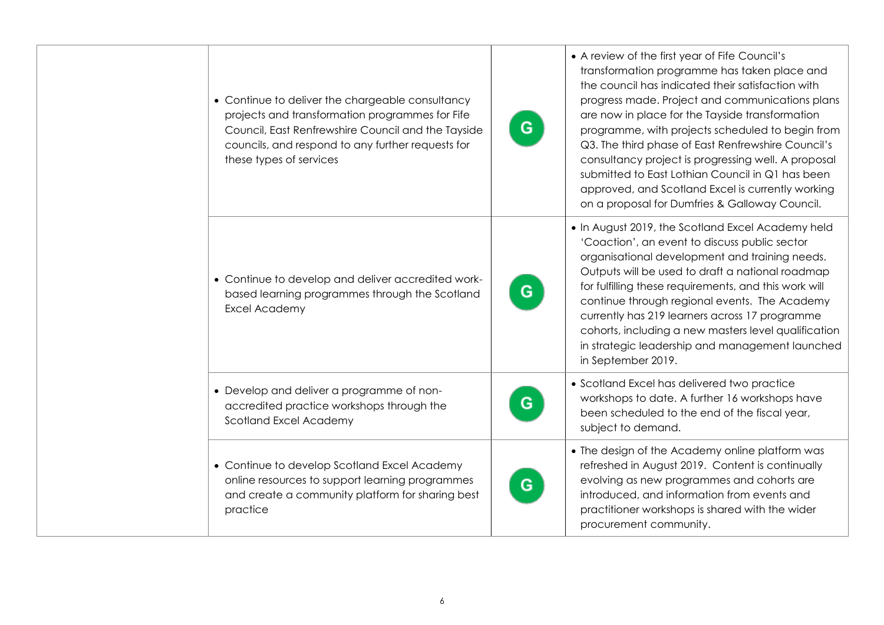| | | | |
|---|---|---|---|
| | • Continue to deliver the chargeable consultancy projects and transformation programmes for Fife Council, East Renfrewshire Council and the Tayside councils, and respond to any further requests for these types of services | G | • A review of the first year of Fife Council's transformation programme has taken place and the council has indicated their satisfaction with progress made. Project and communications plans are now in place for the Tayside transformation programme, with projects scheduled to begin from Q3. The third phase of East Renfrewshire Council's consultancy project is progressing well. A proposal submitted to East Lothian Council in Q1 has been approved, and Scotland Excel is currently working on a proposal for Dumfries & Galloway Council. |
| | • Continue to develop and deliver accredited work-based learning programmes through the Scotland Excel Academy | G | • In August 2019, the Scotland Excel Academy held 'Coaction', an event to discuss public sector organisational development and training needs. Outputs will be used to draft a national roadmap for fulfilling these requirements, and this work will continue through regional events. The Academy currently has 219 learners across 17 programme cohorts, including a new masters level qualification in strategic leadership and management launched in September 2019. |
| | • Develop and deliver a programme of non-accredited practice workshops through the Scotland Excel Academy | G | • Scotland Excel has delivered two practice workshops to date. A further 16 workshops have been scheduled to the end of the fiscal year, subject to demand. |
| | • Continue to develop Scotland Excel Academy online resources to support learning programmes and create a community platform for sharing best practice | G | • The design of the Academy online platform was refreshed in August 2019. Content is continually evolving as new programmes and cohorts are introduced, and information from events and practitioner workshops is shared with the wider procurement community. |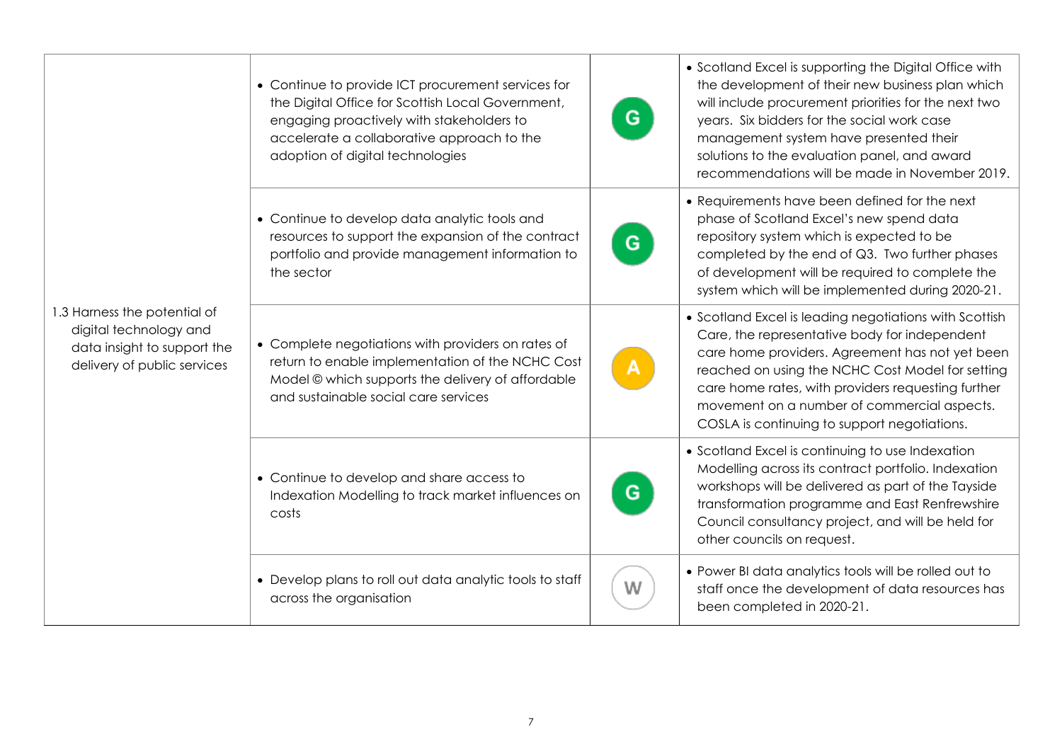| | | | |
|---|---|---|---|
| 1.3 Harness the potential of digital technology and data insight to support the delivery of public services | • Continue to provide ICT procurement services for the Digital Office for Scottish Local Government, engaging proactively with stakeholders to accelerate a collaborative approach to the adoption of digital technologies | G | • Scotland Excel is supporting the Digital Office with the development of their new business plan which will include procurement priorities for the next two years. Six bidders for the social work case management system have presented their solutions to the evaluation panel, and award recommendations will be made in November 2019. |
| | • Continue to develop data analytic tools and resources to support the expansion of the contract portfolio and provide management information to the sector | G | • Requirements have been defined for the next phase of Scotland Excel's new spend data repository system which is expected to be completed by the end of Q3. Two further phases of development will be required to complete the system which will be implemented during 2020-21. |
| | • Complete negotiations with providers on rates of return to enable implementation of the NCHC Cost Model © which supports the delivery of affordable and sustainable social care services | A | • Scotland Excel is leading negotiations with Scottish Care, the representative body for independent care home providers. Agreement has not yet been reached on using the NCHC Cost Model for setting care home rates, with providers requesting further movement on a number of commercial aspects. COSLA is continuing to support negotiations. |
| | • Continue to develop and share access to Indexation Modelling to track market influences on costs | G | • Scotland Excel is continuing to use Indexation Modelling across its contract portfolio. Indexation workshops will be delivered as part of the Tayside transformation programme and East Renfrewshire Council consultancy project, and will be held for other councils on request. |
| | • Develop plans to roll out data analytic tools to staff across the organisation | W | • Power BI data analytics tools will be rolled out to staff once the development of data resources has been completed in 2020-21. |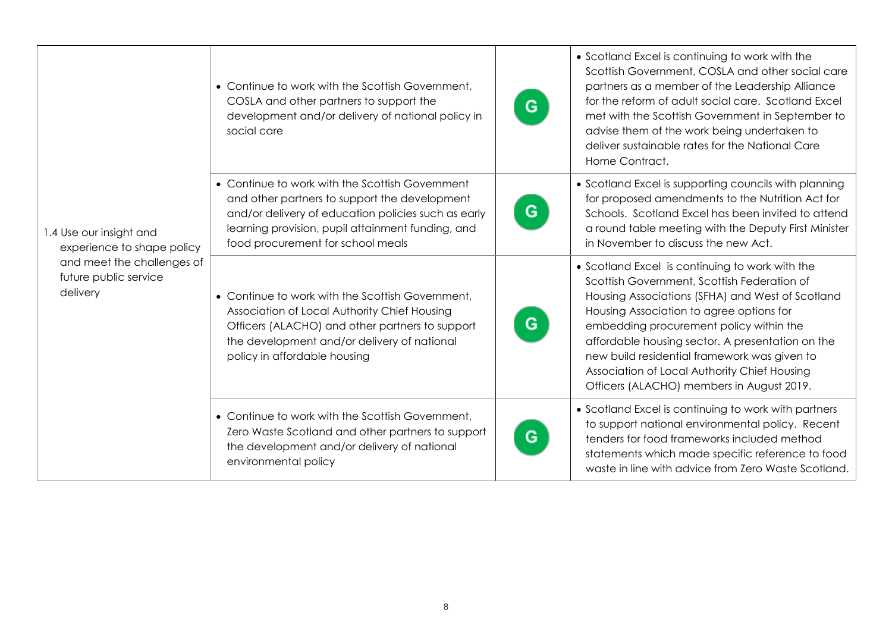| | | | |
|---|---|---|---|
| 1.4 Use our insight and experience to shape policy and meet the challenges of future public service delivery | • Continue to work with the Scottish Government, COSLA and other partners to support the development and/or delivery of national policy in social care | G | • Scotland Excel is continuing to work with the Scottish Government, COSLA and other social care partners as a member of the Leadership Alliance for the reform of adult social care. Scotland Excel met with the Scottish Government in September to advise them of the work being undertaken to deliver sustainable rates for the National Care Home Contract. |
| | • Continue to work with the Scottish Government and other partners to support the development and/or delivery of education policies such as early learning provision, pupil attainment funding, and food procurement for school meals | G | • Scotland Excel is supporting councils with planning for proposed amendments to the Nutrition Act for Schools. Scotland Excel has been invited to attend a round table meeting with the Deputy First Minister in November to discuss the new Act. |
| | • Continue to work with the Scottish Government, Association of Local Authority Chief Housing Officers (ALACHO) and other partners to support the development and/or delivery of national policy in affordable housing | G | • Scotland Excel is continuing to work with the Scottish Government, Scottish Federation of Housing Associations (SFHA) and West of Scotland Housing Association to agree options for embedding procurement policy within the affordable housing sector. A presentation on the new build residential framework was given to Association of Local Authority Chief Housing Officers (ALACHO) members in August 2019. |
| | • Continue to work with the Scottish Government, Zero Waste Scotland and other partners to support the development and/or delivery of national environmental policy | G | • Scotland Excel is continuing to work with partners to support national environmental policy. Recent tenders for food frameworks included method statements which made specific reference to food waste in line with advice from Zero Waste Scotland. |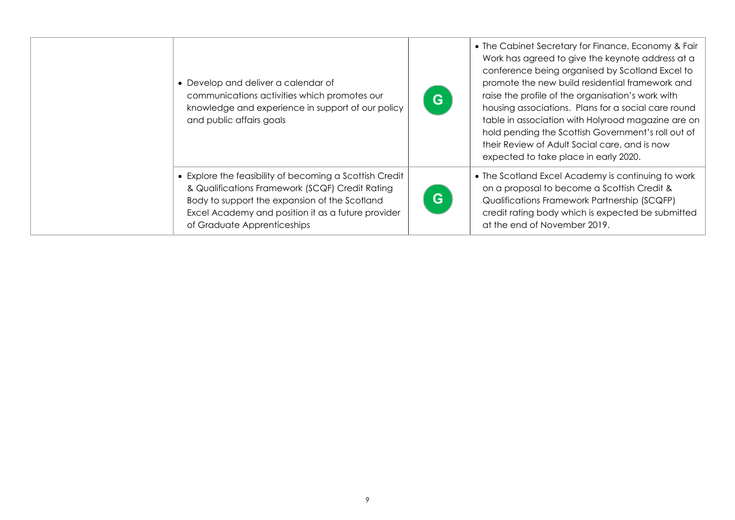| | | | |
|---|---|---|---|
| | • Develop and deliver a calendar of communications activities which promotes our knowledge and experience in support of our policy and public affairs goals | G | • The Cabinet Secretary for Finance, Economy & Fair Work has agreed to give the keynote address at a conference being organised by Scotland Excel to promote the new build residential framework and raise the profile of the organisation's work with housing associations. Plans for a social care round table in association with Holyrood magazine are on hold pending the Scottish Government's roll out of their Review of Adult Social care, and is now expected to take place in early 2020. |
| | • Explore the feasibility of becoming a Scottish Credit & Qualifications Framework (SCQF) Credit Rating Body to support the expansion of the Scotland Excel Academy and position it as a future provider of Graduate Apprenticeships | G | • The Scotland Excel Academy is continuing to work on a proposal to become a Scottish Credit & Qualifications Framework Partnership (SCQFP) credit rating body which is expected be submitted at the end of November 2019. |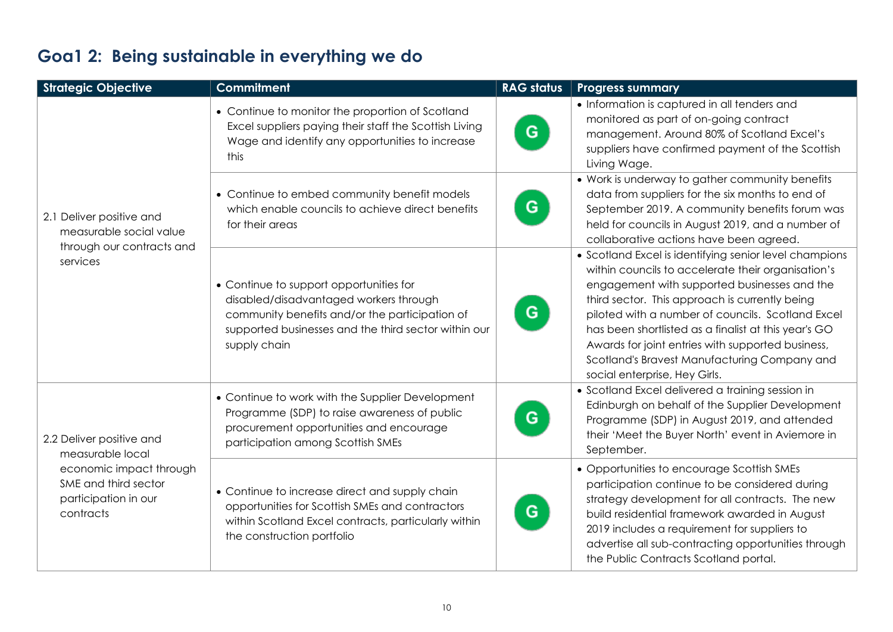## Goa1 2: Being sustainable in everything we do

| Strategic Objective | Commitment | RAG status | Progress summary |
| --- | --- | --- | --- |
| 2.1 Deliver positive and measurable social value through our contracts and services | • Continue to monitor the proportion of Scotland Excel suppliers paying their staff the Scottish Living Wage and identify any opportunities to increase this | G | • Information is captured in all tenders and monitored as part of on-going contract management. Around 80% of Scotland Excel's suppliers have confirmed payment of the Scottish Living Wage. |
| | • Continue to embed community benefit models which enable councils to achieve direct benefits for their areas | G | • Work is underway to gather community benefits data from suppliers for the six months to end of September 2019. A community benefits forum was held for councils in August 2019, and a number of collaborative actions have been agreed. |
| | • Continue to support opportunities for disabled/disadvantaged workers through community benefits and/or the participation of supported businesses and the third sector within our supply chain | G | • Scotland Excel is identifying senior level champions within councils to accelerate their organisation's engagement with supported businesses and the third sector. This approach is currently being piloted with a number of councils. Scotland Excel has been shortlisted as a finalist at this year's GO Awards for joint entries with supported business, Scotland's Bravest Manufacturing Company and social enterprise, Hey Girls. |
| 2.2 Deliver positive and measurable local economic impact through SME and third sector participation in our contracts | • Continue to work with the Supplier Development Programme (SDP) to raise awareness of public procurement opportunities and encourage participation among Scottish SMEs | G | • Scotland Excel delivered a training session in Edinburgh on behalf of the Supplier Development Programme (SDP) in August 2019, and attended their 'Meet the Buyer North' event in Aviemore in September. |
| | • Continue to increase direct and supply chain opportunities for Scottish SMEs and contractors within Scotland Excel contracts, particularly within the construction portfolio | G | • Opportunities to encourage Scottish SMEs participation continue to be considered during strategy development for all contracts. The new build residential framework awarded in August 2019 includes a requirement for suppliers to advertise all sub-contracting opportunities through the Public Contracts Scotland portal. |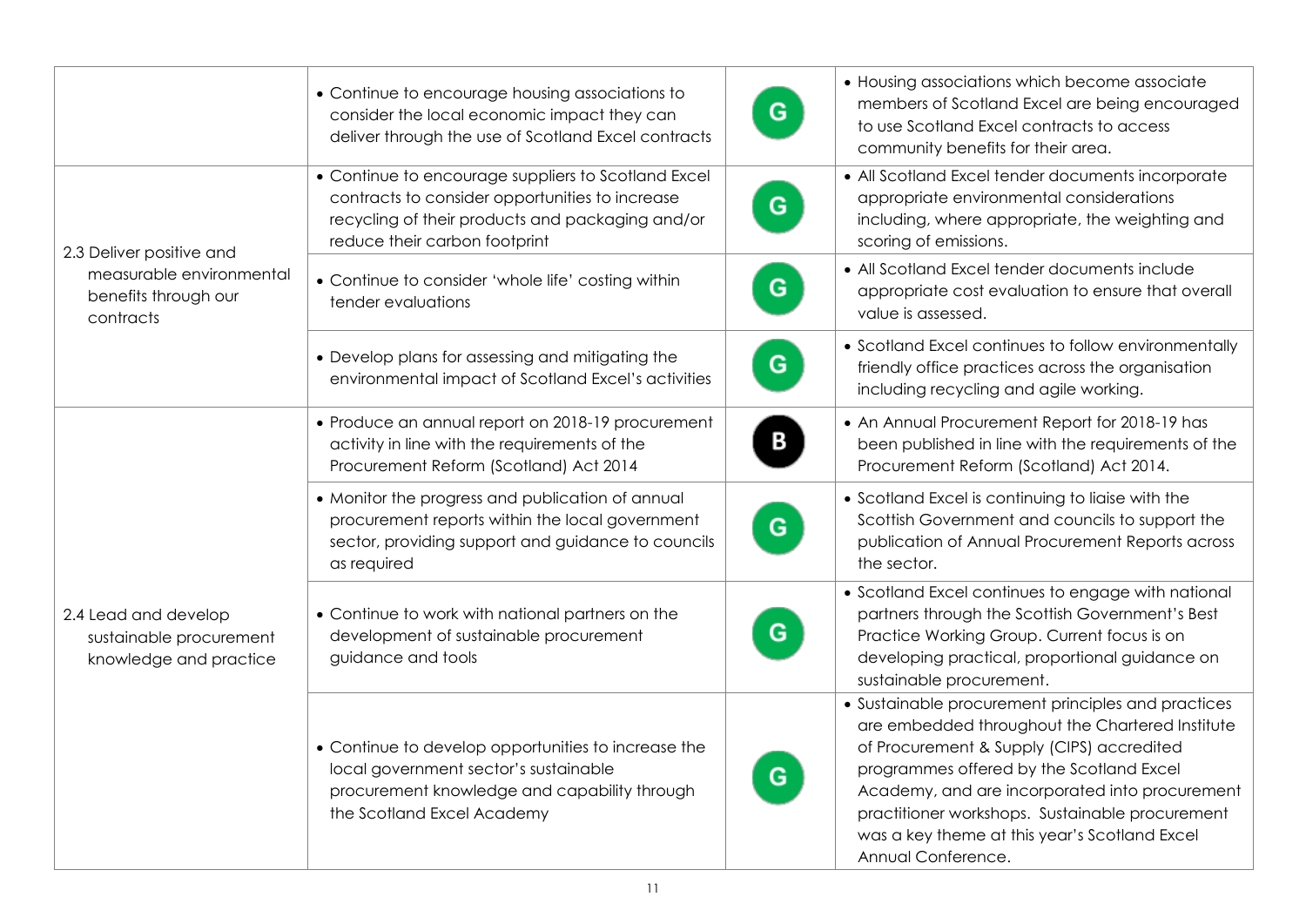| | | | |
|---|---|---|---|
| | • Continue to encourage housing associations to consider the local economic impact they can deliver through the use of Scotland Excel contracts | G | • Housing associations which become associate members of Scotland Excel are being encouraged to use Scotland Excel contracts to access community benefits for their area. |
| 2.3 Deliver positive and measurable environmental benefits through our contracts | • Continue to encourage suppliers to Scotland Excel contracts to consider opportunities to increase recycling of their products and packaging and/or reduce their carbon footprint | G | • All Scotland Excel tender documents incorporate appropriate environmental considerations including, where appropriate, the weighting and scoring of emissions. |
| | • Continue to consider 'whole life' costing within tender evaluations | G | • All Scotland Excel tender documents include appropriate cost evaluation to ensure that overall value is assessed. |
| | • Develop plans for assessing and mitigating the environmental impact of Scotland Excel's activities | G | • Scotland Excel continues to follow environmentally friendly office practices across the organisation including recycling and agile working. |
| 2.4 Lead and develop sustainable procurement knowledge and practice | • Produce an annual report on 2018-19 procurement activity in line with the requirements of the Procurement Reform (Scotland) Act 2014 | B | • An Annual Procurement Report for 2018-19 has been published in line with the requirements of the Procurement Reform (Scotland) Act 2014. |
| | • Monitor the progress and publication of annual procurement reports within the local government sector, providing support and guidance to councils as required | G | • Scotland Excel is continuing to liaise with the Scottish Government and councils to support the publication of Annual Procurement Reports across the sector. |
| | • Continue to work with national partners on the development of sustainable procurement guidance and tools | G | • Scotland Excel continues to engage with national partners through the Scottish Government's Best Practice Working Group. Current focus is on developing practical, proportional guidance on sustainable procurement. |
| | • Continue to develop opportunities to increase the local government sector's sustainable procurement knowledge and capability through the Scotland Excel Academy | G | • Sustainable procurement principles and practices are embedded throughout the Chartered Institute of Procurement & Supply (CIPS) accredited programmes offered by the Scotland Excel Academy, and are incorporated into procurement practitioner workshops. Sustainable procurement was a key theme at this year's Scotland Excel Annual Conference. |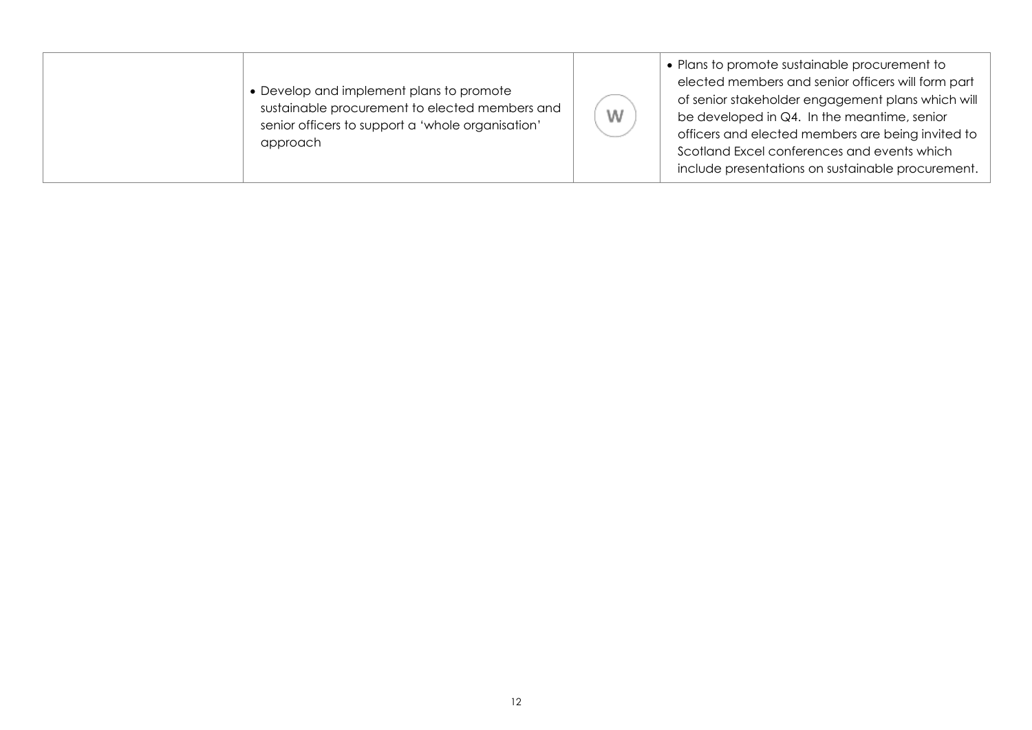| | | | |
|---|---|---|---|
| | • Develop and implement plans to promote sustainable procurement to elected members and senior officers to support a 'whole organisation' approach | W | • Plans to promote sustainable procurement to elected members and senior officers will form part of senior stakeholder engagement plans which will be developed in Q4. In the meantime, senior officers and elected members are being invited to Scotland Excel conferences and events which include presentations on sustainable procurement. |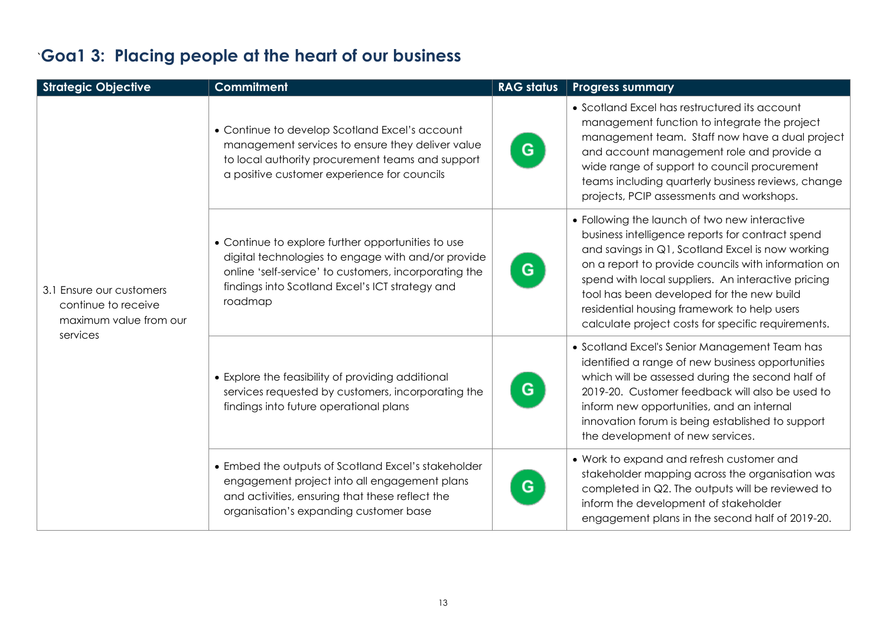# `Goa1 3: Placing people at the heart of our business

| Strategic Objective | Commitment | RAG status | Progress summary |
|---|---|---|---|
| 3.1 Ensure our customers continue to receive maximum value from our services | • Continue to develop Scotland Excel's account management services to ensure they deliver value to local authority procurement teams and support a positive customer experience for councils | G | • Scotland Excel has restructured its account management function to integrate the project management team. Staff now have a dual project and account management role and provide a wide range of support to council procurement teams including quarterly business reviews, change projects, PCIP assessments and workshops. |
| | • Continue to explore further opportunities to use digital technologies to engage with and/or provide online 'self-service' to customers, incorporating the findings into Scotland Excel's ICT strategy and roadmap | G | • Following the launch of two new interactive business intelligence reports for contract spend and savings in Q1, Scotland Excel is now working on a report to provide councils with information on spend with local suppliers. An interactive pricing tool has been developed for the new build residential housing framework to help users calculate project costs for specific requirements. |
| | • Explore the feasibility of providing additional services requested by customers, incorporating the findings into future operational plans | G | • Scotland Excel's Senior Management Team has identified a range of new business opportunities which will be assessed during the second half of 2019-20. Customer feedback will also be used to inform new opportunities, and an internal innovation forum is being established to support the development of new services. |
| | • Embed the outputs of Scotland Excel's stakeholder engagement project into all engagement plans and activities, ensuring that these reflect the organisation's expanding customer base | G | • Work to expand and refresh customer and stakeholder mapping across the organisation was completed in Q2. The outputs will be reviewed to inform the development of stakeholder engagement plans in the second half of 2019-20. |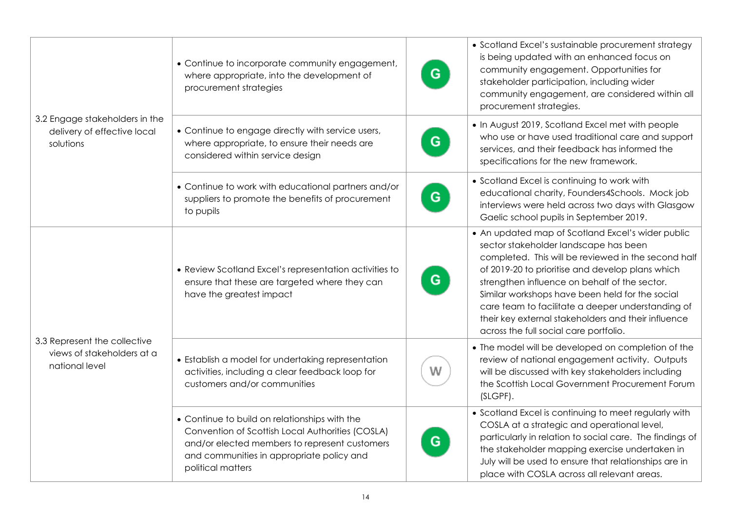| | | | |
|---|---|---|---|
| 3.2 Engage stakeholders in the delivery of effective local solutions | • Continue to incorporate community engagement, where appropriate, into the development of procurement strategies | G | • Scotland Excel's sustainable procurement strategy is being updated with an enhanced focus on community engagement. Opportunities for stakeholder participation, including wider community engagement, are considered within all procurement strategies. |
| | • Continue to engage directly with service users, where appropriate, to ensure their needs are considered within service design | G | • In August 2019, Scotland Excel met with people who use or have used traditional care and support services, and their feedback has informed the specifications for the new framework. |
| | • Continue to work with educational partners and/or suppliers to promote the benefits of procurement to pupils | G | • Scotland Excel is continuing to work with educational charity, Founders4Schools. Mock job interviews were held across two days with Glasgow Gaelic school pupils in September 2019. |
| 3.3 Represent the collective views of stakeholders at a national level | • Review Scotland Excel's representation activities to ensure that these are targeted where they can have the greatest impact | G | • An updated map of Scotland Excel's wider public sector stakeholder landscape has been completed. This will be reviewed in the second half of 2019-20 to prioritise and develop plans which strengthen influence on behalf of the sector. Similar workshops have been held for the social care team to facilitate a deeper understanding of their key external stakeholders and their influence across the full social care portfolio. |
| | • Establish a model for undertaking representation activities, including a clear feedback loop for customers and/or communities | W | • The model will be developed on completion of the review of national engagement activity. Outputs will be discussed with key stakeholders including the Scottish Local Government Procurement Forum (SLGPF). |
| | • Continue to build on relationships with the Convention of Scottish Local Authorities (COSLA) and/or elected members to represent customers and communities in appropriate policy and political matters | G | • Scotland Excel is continuing to meet regularly with COSLA at a strategic and operational level, particularly in relation to social care. The findings of the stakeholder mapping exercise undertaken in July will be used to ensure that relationships are in place with COSLA across all relevant areas. |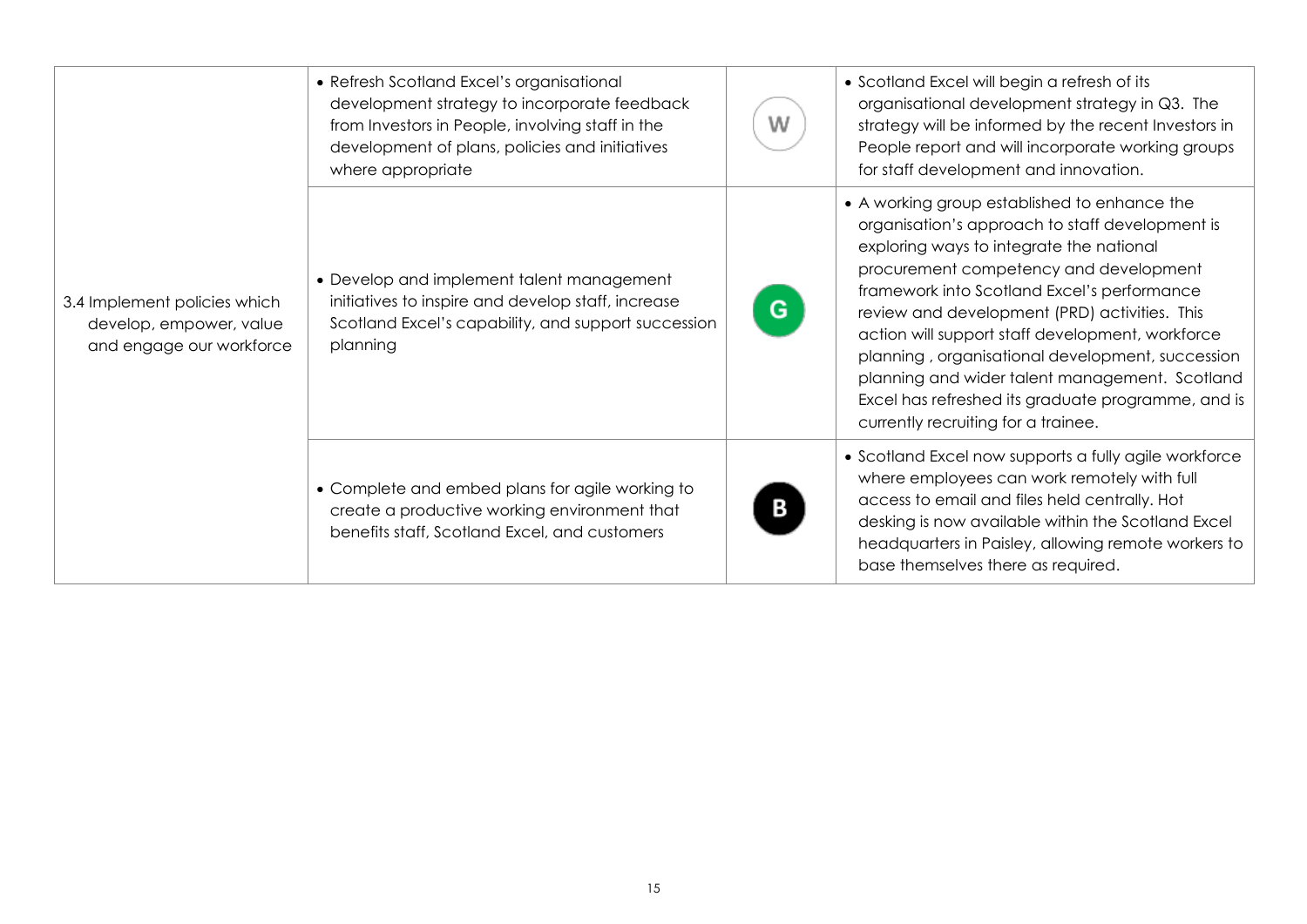| | | | |
|---|---|---|---|
| 3.4 Implement policies which develop, empower, value and engage our workforce | • Refresh Scotland Excel's organisational development strategy to incorporate feedback from Investors in People, involving staff in the development of plans, policies and initiatives where appropriate | W | • Scotland Excel will begin a refresh of its organisational development strategy in Q3. The strategy will be informed by the recent Investors in People report and will incorporate working groups for staff development and innovation. |
| | • Develop and implement talent management initiatives to inspire and develop staff, increase Scotland Excel's capability, and support succession planning | G | • A working group established to enhance the organisation's approach to staff development is exploring ways to integrate the national procurement competency and development framework into Scotland Excel's performance review and development (PRD) activities. This action will support staff development, workforce planning , organisational development, succession planning and wider talent management. Scotland Excel has refreshed its graduate programme, and is currently recruiting for a trainee. |
| | • Complete and embed plans for agile working to create a productive working environment that benefits staff, Scotland Excel, and customers | B | • Scotland Excel now supports a fully agile workforce where employees can work remotely with full access to email and files held centrally. Hot desking is now available within the Scotland Excel headquarters in Paisley, allowing remote workers to base themselves there as required. |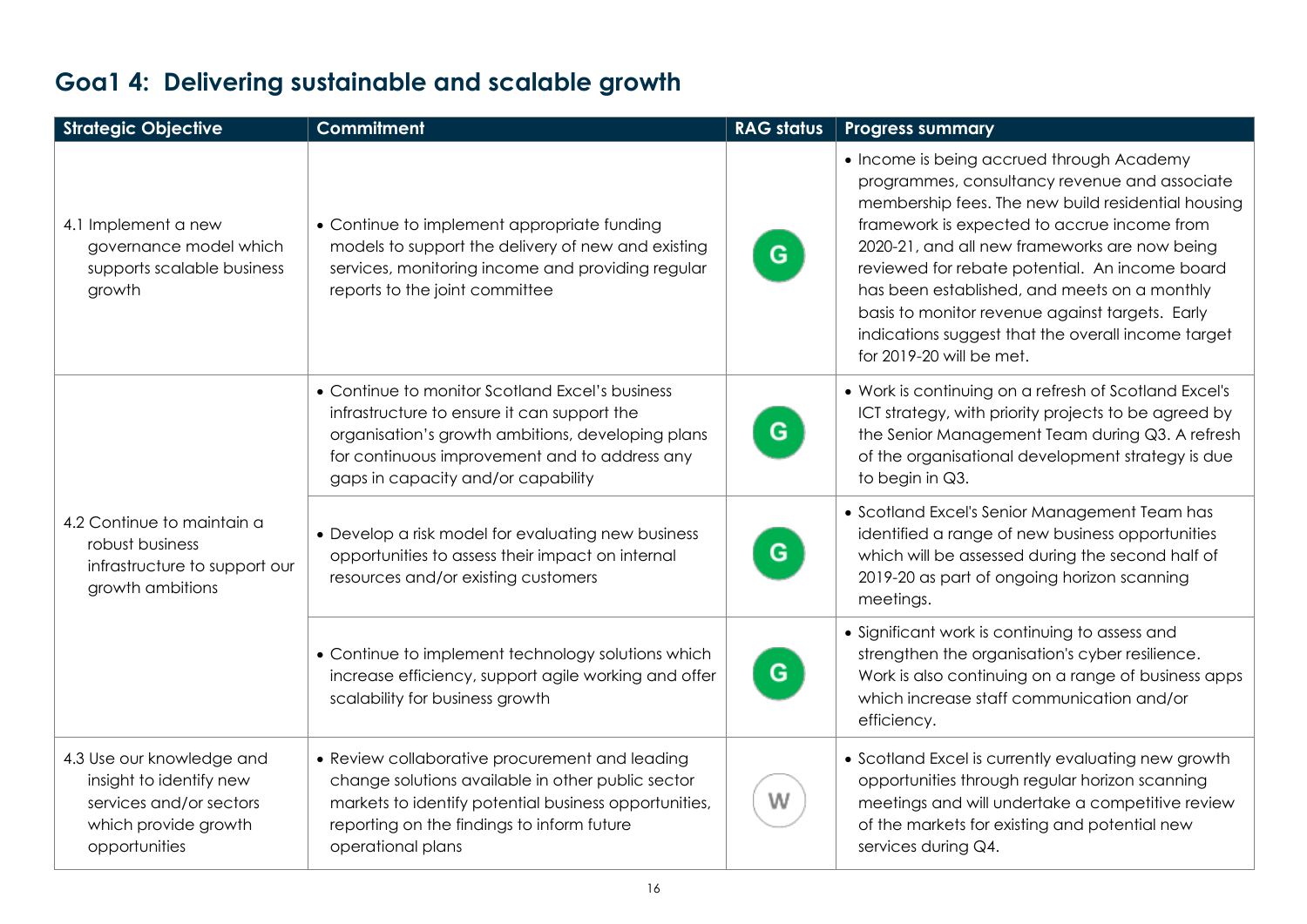## Goa1 4: Delivering sustainable and scalable growth

| Strategic Objective | Commitment | RAG status | Progress summary |
|---|---|---|---|
| 4.1 Implement a new governance model which supports scalable business growth | • Continue to implement appropriate funding models to support the delivery of new and existing services, monitoring income and providing regular reports to the joint committee | G | • Income is being accrued through Academy programmes, consultancy revenue and associate membership fees. The new build residential housing framework is expected to accrue income from 2020-21, and all new frameworks are now being reviewed for rebate potential. An income board has been established, and meets on a monthly basis to monitor revenue against targets. Early indications suggest that the overall income target for 2019-20 will be met. |
| 4.2 Continue to maintain a robust business infrastructure to support our growth ambitions | • Continue to monitor Scotland Excel's business infrastructure to ensure it can support the organisation's growth ambitions, developing plans for continuous improvement and to address any gaps in capacity and/or capability | G | • Work is continuing on a refresh of Scotland Excel's ICT strategy, with priority projects to be agreed by the Senior Management Team during Q3. A refresh of the organisational development strategy is due to begin in Q3. |
| | • Develop a risk model for evaluating new business opportunities to assess their impact on internal resources and/or existing customers | G | • Scotland Excel's Senior Management Team has identified a range of new business opportunities which will be assessed during the second half of 2019-20 as part of ongoing horizon scanning meetings. |
| | • Continue to implement technology solutions which increase efficiency, support agile working and offer scalability for business growth | G | • Significant work is continuing to assess and strengthen the organisation's cyber resilience. Work is also continuing on a range of business apps which increase staff communication and/or efficiency. |
| 4.3 Use our knowledge and insight to identify new services and/or sectors which provide growth opportunities | • Review collaborative procurement and leading change solutions available in other public sector markets to identify potential business opportunities, reporting on the findings to inform future operational plans | W | • Scotland Excel is currently evaluating new growth opportunities through regular horizon scanning meetings and will undertake a competitive review of the markets for existing and potential new services during Q4. |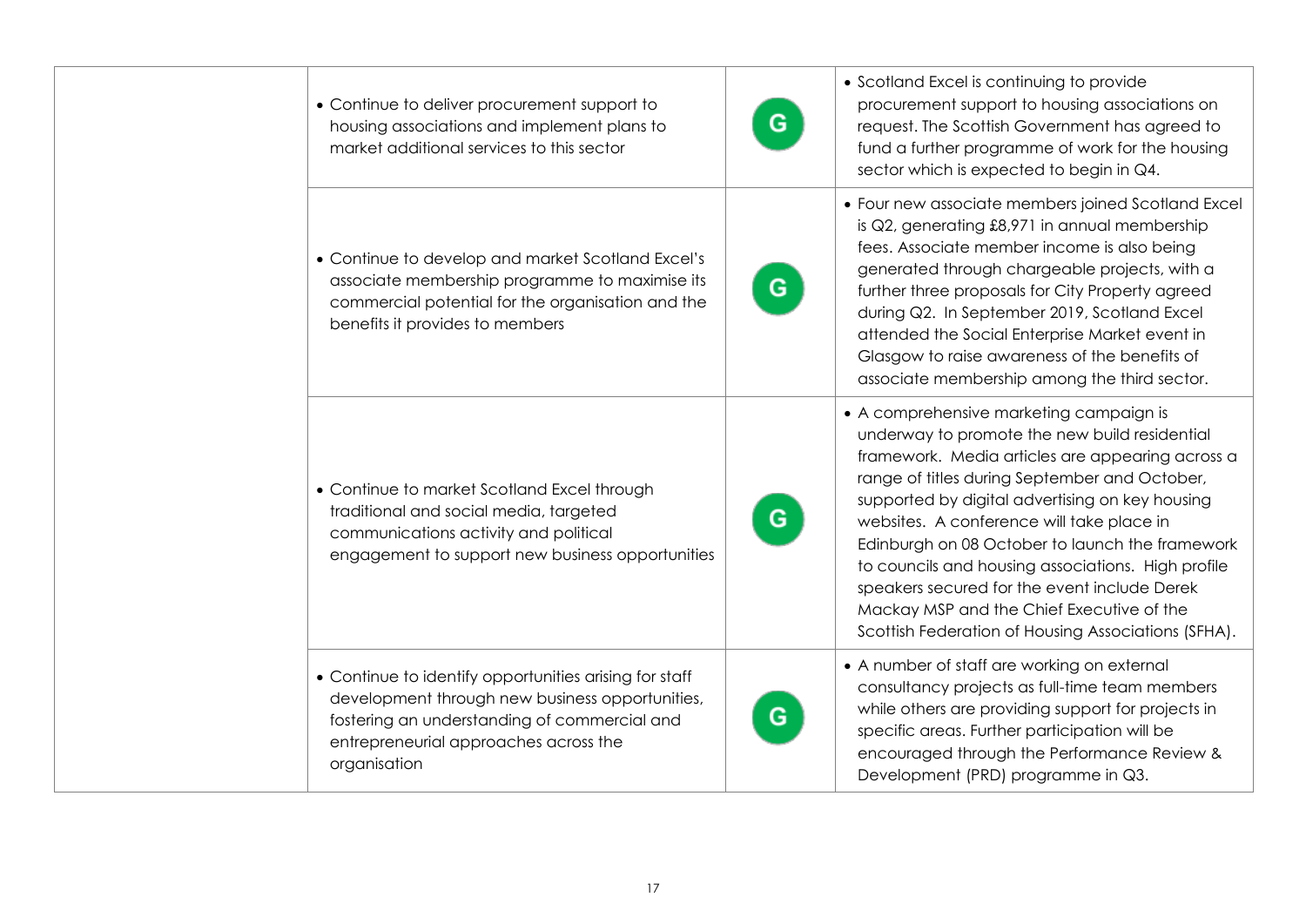|  |  |  |  |
|---|---|---|---|
|  | • Continue to deliver procurement support to housing associations and implement plans to market additional services to this sector | G | • Scotland Excel is continuing to provide procurement support to housing associations on request. The Scottish Government has agreed to fund a further programme of work for the housing sector which is expected to begin in Q4. |
|  | • Continue to develop and market Scotland Excel's associate membership programme to maximise its commercial potential for the organisation and the benefits it provides to members | G | • Four new associate members joined Scotland Excel is Q2, generating £8,971 in annual membership fees. Associate member income is also being generated through chargeable projects, with a further three proposals for City Property agreed during Q2. In September 2019, Scotland Excel attended the Social Enterprise Market event in Glasgow to raise awareness of the benefits of associate membership among the third sector. |
|  | • Continue to market Scotland Excel through traditional and social media, targeted communications activity and political engagement to support new business opportunities | G | • A comprehensive marketing campaign is underway to promote the new build residential framework. Media articles are appearing across a range of titles during September and October, supported by digital advertising on key housing websites. A conference will take place in Edinburgh on 08 October to launch the framework to councils and housing associations. High profile speakers secured for the event include Derek Mackay MSP and the Chief Executive of the Scottish Federation of Housing Associations (SFHA). |
|  | • Continue to identify opportunities arising for staff development through new business opportunities, fostering an understanding of commercial and entrepreneurial approaches across the organisation | G | • A number of staff are working on external consultancy projects as full-time team members while others are providing support for projects in specific areas. Further participation will be encouraged through the Performance Review & Development (PRD) programme in Q3. |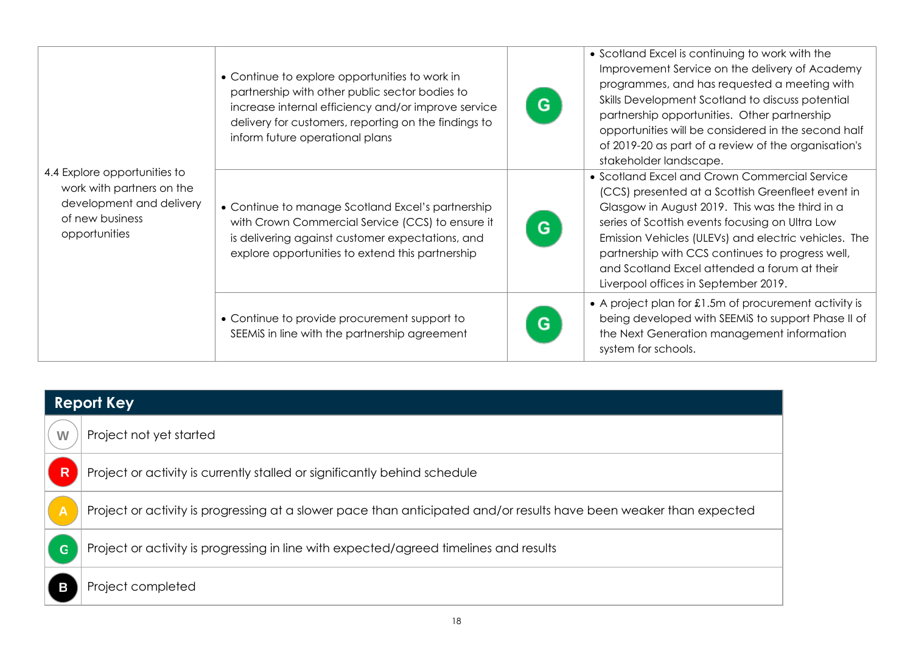| | | | |
|---|---|---|---|
| 4.4 Explore opportunities to work with partners on the development and delivery of new business opportunities | • Continue to explore opportunities to work in partnership with other public sector bodies to increase internal efficiency and/or improve service delivery for customers, reporting on the findings to inform future operational plans | G | • Scotland Excel is continuing to work with the Improvement Service on the delivery of Academy programmes, and has requested a meeting with Skills Development Scotland to discuss potential partnership opportunities. Other partnership opportunities will be considered in the second half of 2019-20 as part of a review of the organisation's stakeholder landscape. |
| | • Continue to manage Scotland Excel's partnership with Crown Commercial Service (CCS) to ensure it is delivering against customer expectations, and explore opportunities to extend this partnership | G | • Scotland Excel and Crown Commercial Service (CCS) presented at a Scottish Greenfleet event in Glasgow in August 2019. This was the third in a series of Scottish events focusing on Ultra Low Emission Vehicles (ULEVs) and electric vehicles. The partnership with CCS continues to progress well, and Scotland Excel attended a forum at their Liverpool offices in September 2019. |
| | • Continue to provide procurement support to SEEMiS in line with the partnership agreement | G | • A project plan for £1.5m of procurement activity is being developed with SEEMiS to support Phase II of the Next Generation management information system for schools. |

| Report Key | |
|---|---|
| W | Project not yet started |
| R | Project or activity is currently stalled or significantly behind schedule |
| A | Project or activity is progressing at a slower pace than anticipated and/or results have been weaker than expected |
| G | Project or activity is progressing in line with expected/agreed timelines and results |
| B | Project completed |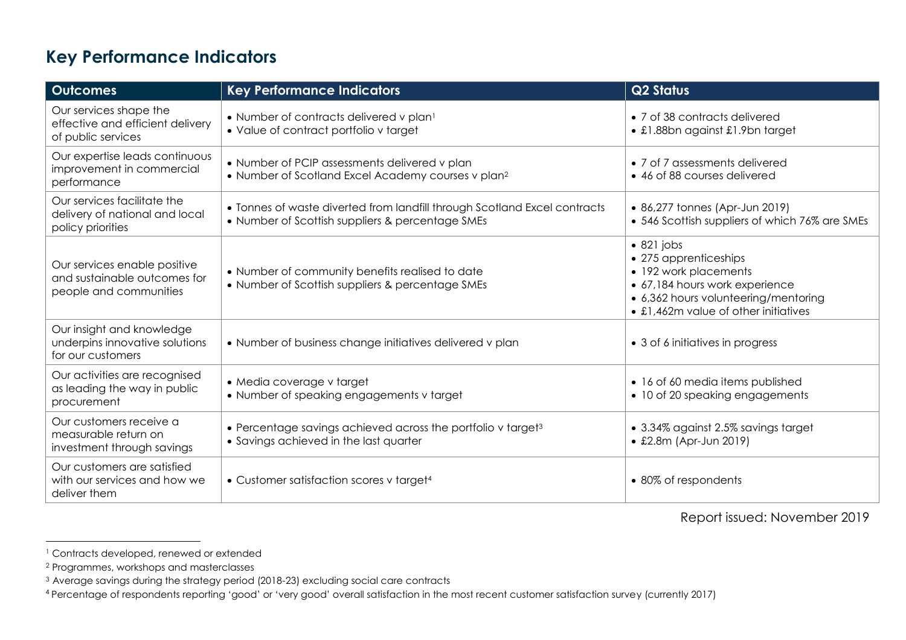## Key Performance Indicators

| Outcomes | Key Performance Indicators | Q2 Status |
|---|---|---|
| Our services shape the effective and efficient delivery of public services | • Number of contracts delivered v plan[1]<br>• Value of contract portfolio v target | • 7 of 38 contracts delivered<br>• £1.88bn against £1.9bn target |
| Our expertise leads continuous improvement in commercial performance | • Number of PCIP assessments delivered v plan<br>• Number of Scotland Excel Academy courses v plan[2] | • 7 of 7 assessments delivered<br>• 46 of 88 courses delivered |
| Our services facilitate the delivery of national and local policy priorities | • Tonnes of waste diverted from landfill through Scotland Excel contracts<br>• Number of Scottish suppliers & percentage SMEs | • 86,277 tonnes (Apr-Jun 2019)<br>• 546 Scottish suppliers of which 76% are SMEs |
| Our services enable positive and sustainable outcomes for people and communities | • Number of community benefits realised to date<br>• Number of Scottish suppliers & percentage SMEs | • 821 jobs<br>• 275 apprenticeships<br>• 192 work placements<br>• 67,184 hours work experience<br>• 6,362 hours volunteering/mentoring<br>• £1,462m value of other initiatives |
| Our insight and knowledge underpins innovative solutions for our customers | • Number of business change initiatives delivered v plan | • 3 of 6 initiatives in progress |
| Our activities are recognised as leading the way in public procurement | • Media coverage v target<br>• Number of speaking engagements v target | • 16 of 60 media items published<br>• 10 of 20 speaking engagements |
| Our customers receive a measurable return on investment through savings | • Percentage savings achieved across the portfolio v target[3]<br>• Savings achieved in the last quarter | • 3.34% against 2.5% savings target<br>• £2.8m (Apr-Jun 2019) |
| Our customers are satisfied with our services and how we deliver them | • Customer satisfaction scores v target[4] | • 80% of respondents |

Report issued: November 2019

[1] Contracts developed, renewed or extended

[2] Programmes, workshops and masterclasses

[3] Average savings during the strategy period (2018-23) excluding social care contracts

[4] Percentage of respondents reporting 'good' or 'very good' overall satisfaction in the most recent customer satisfaction survey (currently 2017)